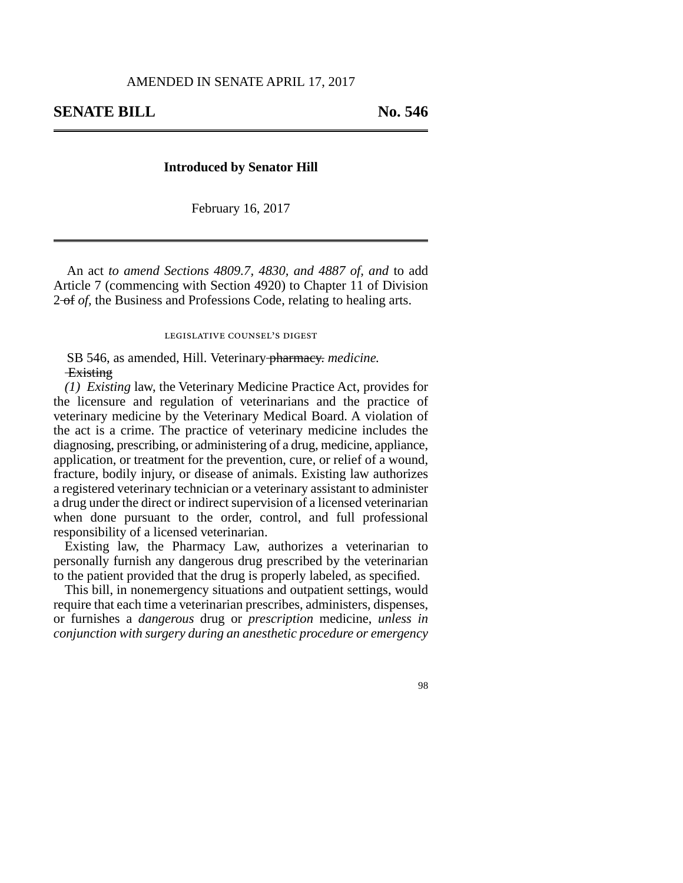AMENDED IN SENATE APRIL 17, 2017

**SENATE BILL No. 546**

**Introduced by Senator Hill**

February 16, 2017

An act *to amend Sections 4809.7, 4830, and 4887 of, and* to add Article 7 (commencing with Section 4920) to Chapter 11 of Division 2 ~~of~~ *of*, the Business and Professions Code, relating to healing arts.

LEGISLATIVE COUNSEL'S DIGEST

SB 546, as amended, Hill. Veterinary ~~pharmacy.~~ *medicine.*

~~Existing~~

*(1) Existing* law, the Veterinary Medicine Practice Act, provides for the licensure and regulation of veterinarians and the practice of veterinary medicine by the Veterinary Medical Board. A violation of the act is a crime. The practice of veterinary medicine includes the diagnosing, prescribing, or administering of a drug, medicine, appliance, application, or treatment for the prevention, cure, or relief of a wound, fracture, bodily injury, or disease of animals. Existing law authorizes a registered veterinary technician or a veterinary assistant to administer a drug under the direct or indirect supervision of a licensed veterinarian when done pursuant to the order, control, and full professional responsibility of a licensed veterinarian.

Existing law, the Pharmacy Law, authorizes a veterinarian to personally furnish any dangerous drug prescribed by the veterinarian to the patient provided that the drug is properly labeled, as specified.

This bill, in nonemergency situations and outpatient settings, would require that each time a veterinarian prescribes, administers, dispenses, or furnishes a *dangerous* drug or *prescription* medicine, *unless in conjunction with surgery during an anesthetic procedure or emergency*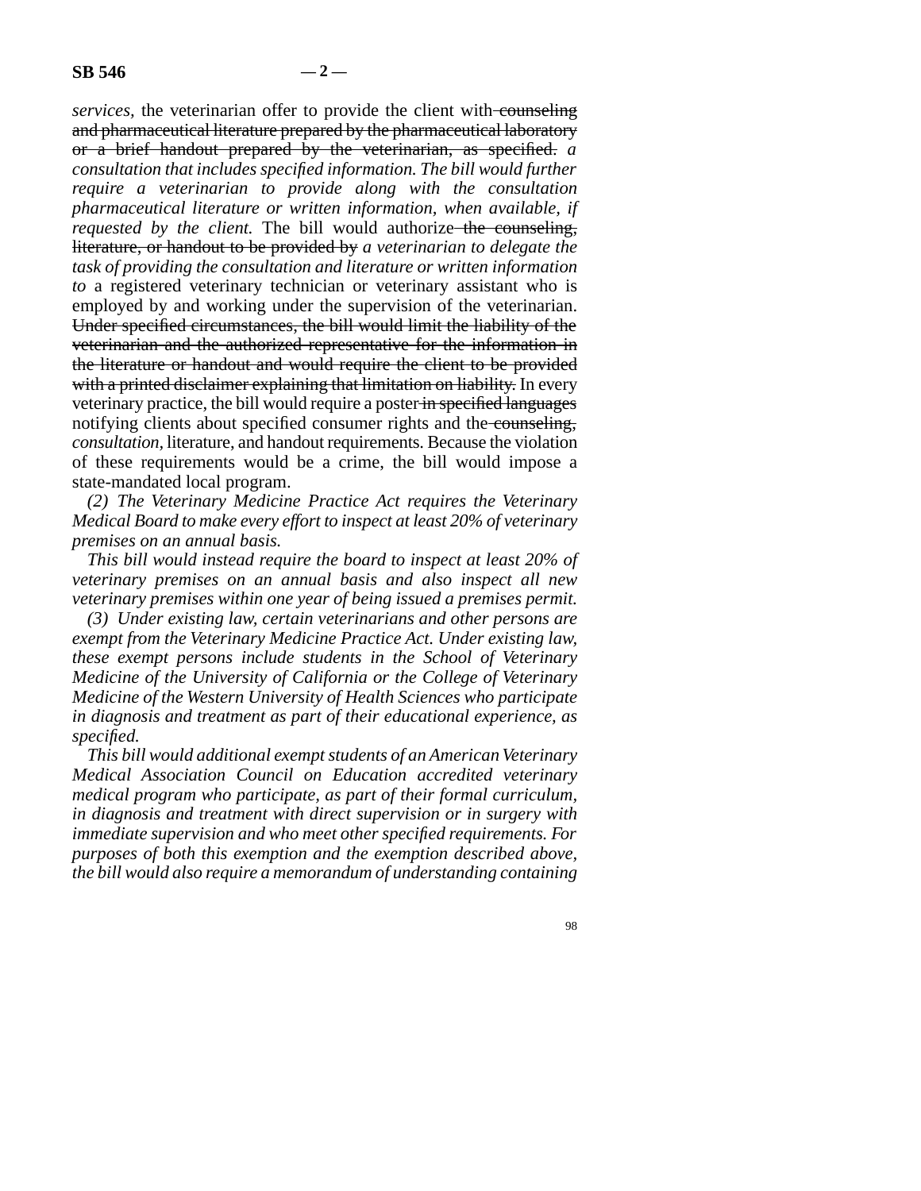*services,* the veterinarian offer to provide the client with ~~counseling and pharmaceutical literature prepared by the pharmaceutical laboratory or a brief handout prepared by the veterinarian, as specified.~~ *a consultation that includes specified information. The bill would further require a veterinarian to provide along with the consultation pharmaceutical literature or written information, when available, if requested by the client.* The bill would authorize ~~the counseling, literature, or handout to be provided by~~ *a veterinarian to delegate the task of providing the consultation and literature or written information to* a registered veterinary technician or veterinary assistant who is employed by and working under the supervision of the veterinarian. ~~Under specified circumstances, the bill would limit the liability of the veterinarian and the authorized representative for the information in the literature or handout and would require the client to be provided with a printed disclaimer explaining that limitation on liability.~~ In every veterinary practice, the bill would require a poster ~~in specified languages~~ notifying clients about specified consumer rights and the ~~counseling,~~ *consultation,* literature, and handout requirements. Because the violation of these requirements would be a crime, the bill would impose a state-mandated local program.

*(2) The Veterinary Medicine Practice Act requires the Veterinary Medical Board to make every effort to inspect at least 20% of veterinary premises on an annual basis.*

*This bill would instead require the board to inspect at least 20% of veterinary premises on an annual basis and also inspect all new veterinary premises within one year of being issued a premises permit.*

*(3) Under existing law, certain veterinarians and other persons are exempt from the Veterinary Medicine Practice Act. Under existing law, these exempt persons include students in the School of Veterinary Medicine of the University of California or the College of Veterinary Medicine of the Western University of Health Sciences who participate in diagnosis and treatment as part of their educational experience, as specified.*

*This bill would additional exempt students of an American Veterinary Medical Association Council on Education accredited veterinary medical program who participate, as part of their formal curriculum, in diagnosis and treatment with direct supervision or in surgery with immediate supervision and who meet other specified requirements. For purposes of both this exemption and the exemption described above, the bill would also require a memorandum of understanding containing*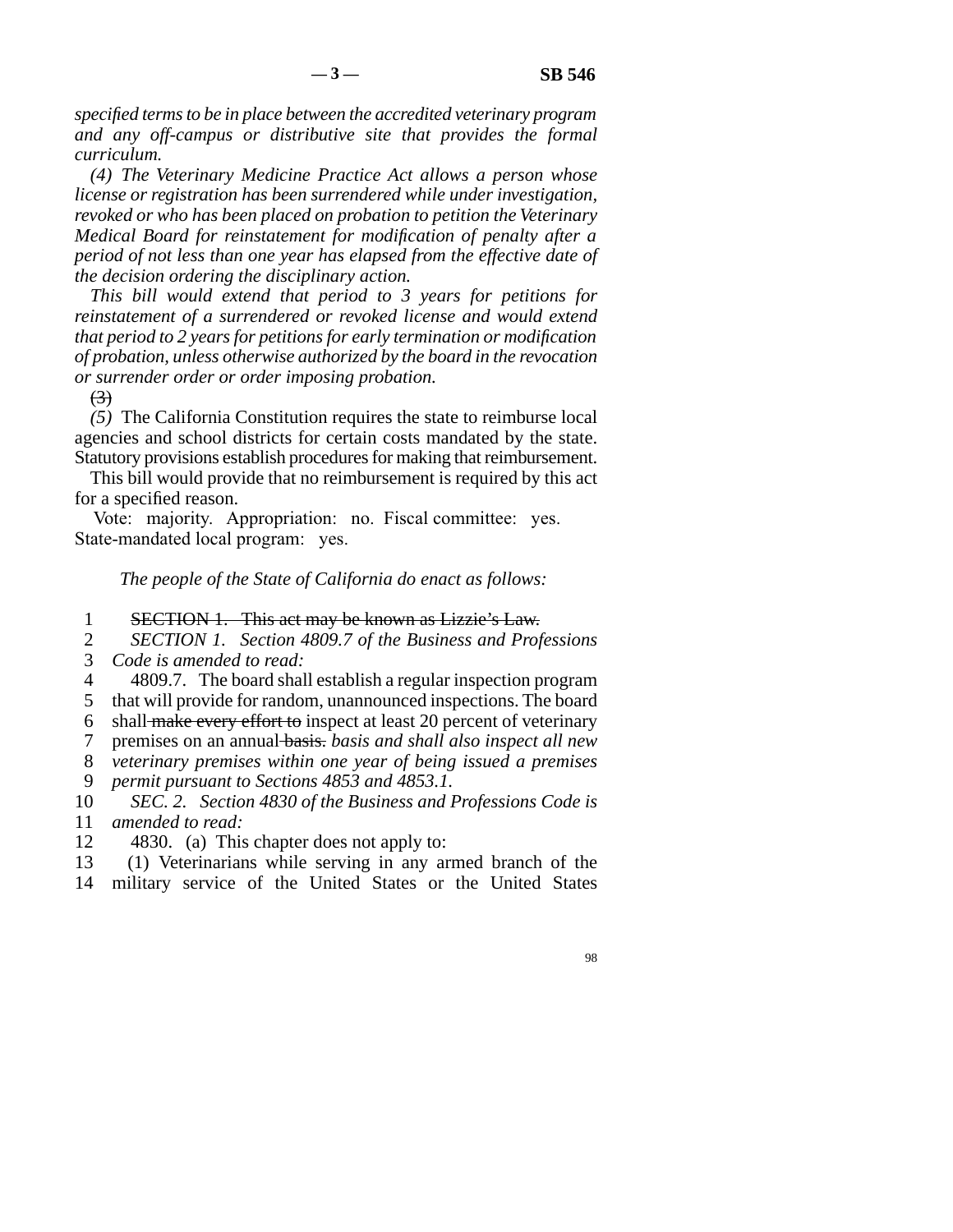*specified terms to be in place between the accredited veterinary program and any off-campus or distributive site that provides the formal curriculum.*

*(4) The Veterinary Medicine Practice Act allows a person whose license or registration has been surrendered while under investigation, revoked or who has been placed on probation to petition the Veterinary Medical Board for reinstatement for modification of penalty after a period of not less than one year has elapsed from the effective date of the decision ordering the disciplinary action.*

*This bill would extend that period to 3 years for petitions for reinstatement of a surrendered or revoked license and would extend that period to 2 years for petitions for early termination or modification of probation, unless otherwise authorized by the board in the revocation or surrender order or order imposing probation.*

~~(3)~~

*(5)* The California Constitution requires the state to reimburse local agencies and school districts for certain costs mandated by the state. Statutory provisions establish procedures for making that reimbursement.

This bill would provide that no reimbursement is required by this act for a specified reason.

Vote: majority. Appropriation: no. Fiscal committee: yes. State-mandated local program: yes.

*The people of the State of California do enact as follows:*

1 ~~SECTION 1. This act may be known as Lizzie's Law.~~
2 *SECTION 1. Section 4809.7 of the Business and Professions*
3 *Code is amended to read:*
4 4809.7. The board shall establish a regular inspection program
5 that will provide for random, unannounced inspections. The board
6 shall ~~make every effort to~~ inspect at least 20 percent of veterinary
7 premises on an annual ~~basis.~~ *basis and shall also inspect all new*
8 *veterinary premises within one year of being issued a premises*
9 *permit pursuant to Sections 4853 and 4853.1.*
10 *SEC. 2. Section 4830 of the Business and Professions Code is*
11 *amended to read:*
12 4830. (a) This chapter does not apply to:
13 (1) Veterinarians while serving in any armed branch of the
14 military service of the United States or the United States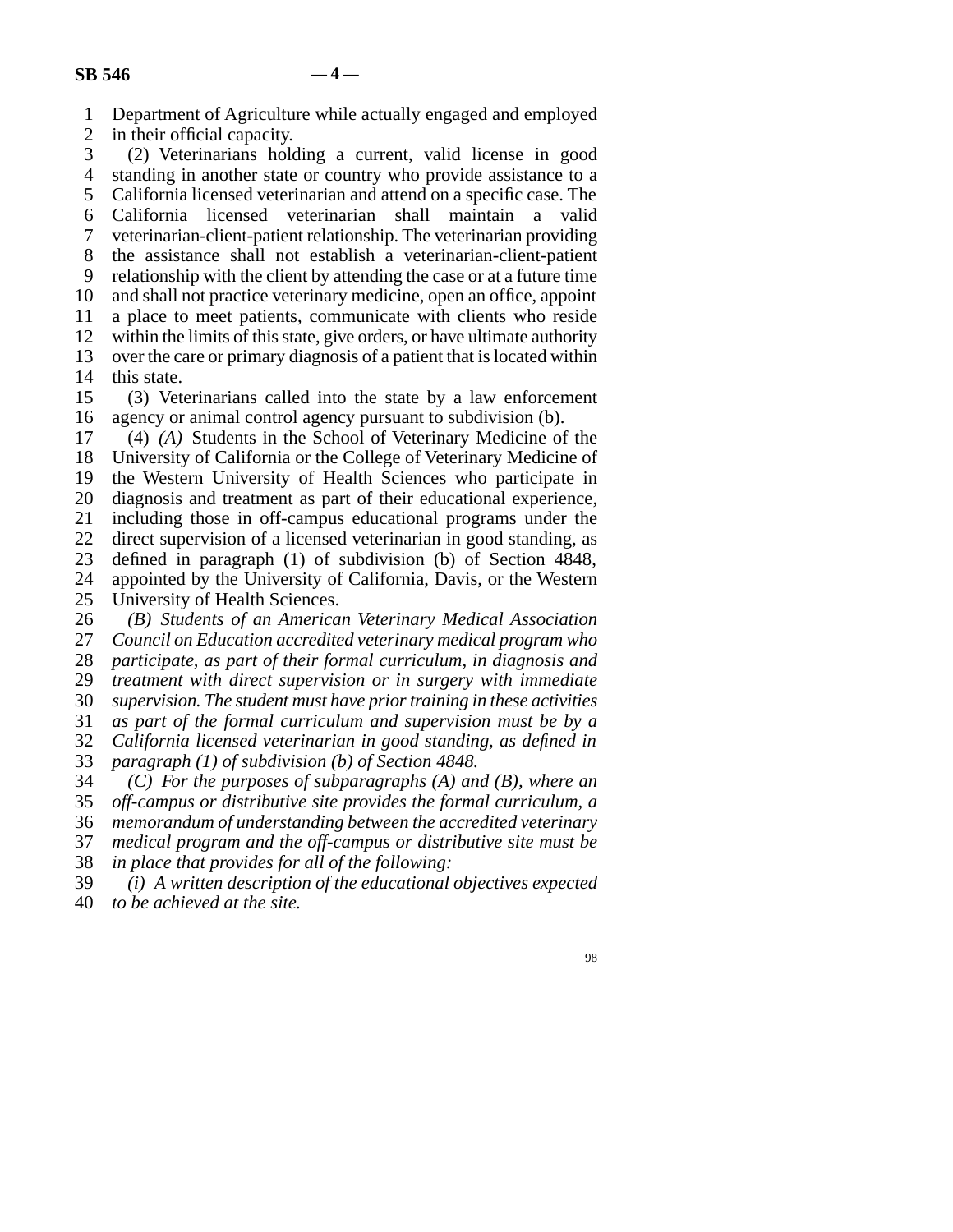Department of Agriculture while actually engaged and employed in their official capacity.

(2) Veterinarians holding a current, valid license in good standing in another state or country who provide assistance to a California licensed veterinarian and attend on a specific case. The California licensed veterinarian shall maintain a valid veterinarian-client-patient relationship. The veterinarian providing the assistance shall not establish a veterinarian-client-patient relationship with the client by attending the case or at a future time and shall not practice veterinary medicine, open an office, appoint a place to meet patients, communicate with clients who reside within the limits of this state, give orders, or have ultimate authority over the care or primary diagnosis of a patient that is located within this state.

(3) Veterinarians called into the state by a law enforcement agency or animal control agency pursuant to subdivision (b).

(4) *(A)* Students in the School of Veterinary Medicine of the University of California or the College of Veterinary Medicine of the Western University of Health Sciences who participate in diagnosis and treatment as part of their educational experience, including those in off-campus educational programs under the direct supervision of a licensed veterinarian in good standing, as defined in paragraph (1) of subdivision (b) of Section 4848, appointed by the University of California, Davis, or the Western University of Health Sciences.

*(B) Students of an American Veterinary Medical Association Council on Education accredited veterinary medical program who participate, as part of their formal curriculum, in diagnosis and treatment with direct supervision or in surgery with immediate supervision. The student must have prior training in these activities as part of the formal curriculum and supervision must be by a California licensed veterinarian in good standing, as defined in paragraph (1) of subdivision (b) of Section 4848.*

*(C) For the purposes of subparagraphs (A) and (B), where an off-campus or distributive site provides the formal curriculum, a memorandum of understanding between the accredited veterinary medical program and the off-campus or distributive site must be in place that provides for all of the following:*

*(i) A written description of the educational objectives expected to be achieved at the site.*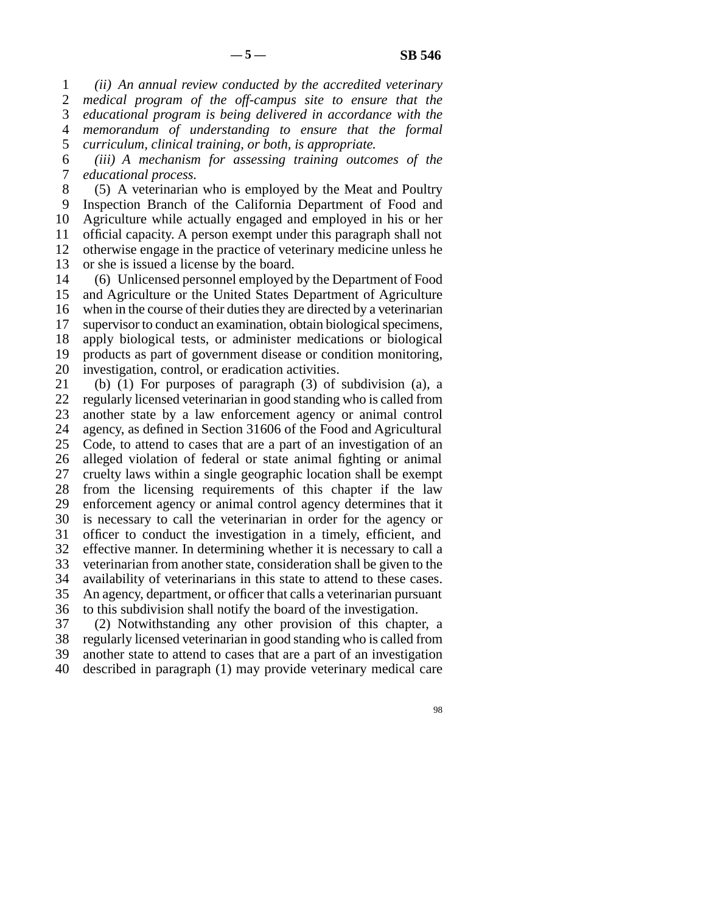*(ii) An annual review conducted by the accredited veterinary medical program of the off-campus site to ensure that the educational program is being delivered in accordance with the memorandum of understanding to ensure that the formal curriculum, clinical training, or both, is appropriate.*

*(iii) A mechanism for assessing training outcomes of the educational process.*

(5) A veterinarian who is employed by the Meat and Poultry Inspection Branch of the California Department of Food and Agriculture while actually engaged and employed in his or her official capacity. A person exempt under this paragraph shall not otherwise engage in the practice of veterinary medicine unless he or she is issued a license by the board.

(6) Unlicensed personnel employed by the Department of Food and Agriculture or the United States Department of Agriculture when in the course of their duties they are directed by a veterinarian supervisor to conduct an examination, obtain biological specimens, apply biological tests, or administer medications or biological products as part of government disease or condition monitoring, investigation, control, or eradication activities.

(b) (1) For purposes of paragraph (3) of subdivision (a), a regularly licensed veterinarian in good standing who is called from another state by a law enforcement agency or animal control agency, as defined in Section 31606 of the Food and Agricultural Code, to attend to cases that are a part of an investigation of an alleged violation of federal or state animal fighting or animal cruelty laws within a single geographic location shall be exempt from the licensing requirements of this chapter if the law enforcement agency or animal control agency determines that it is necessary to call the veterinarian in order for the agency or officer to conduct the investigation in a timely, efficient, and effective manner. In determining whether it is necessary to call a veterinarian from another state, consideration shall be given to the availability of veterinarians in this state to attend to these cases. An agency, department, or officer that calls a veterinarian pursuant to this subdivision shall notify the board of the investigation.

(2) Notwithstanding any other provision of this chapter, a regularly licensed veterinarian in good standing who is called from another state to attend to cases that are a part of an investigation described in paragraph (1) may provide veterinary medical care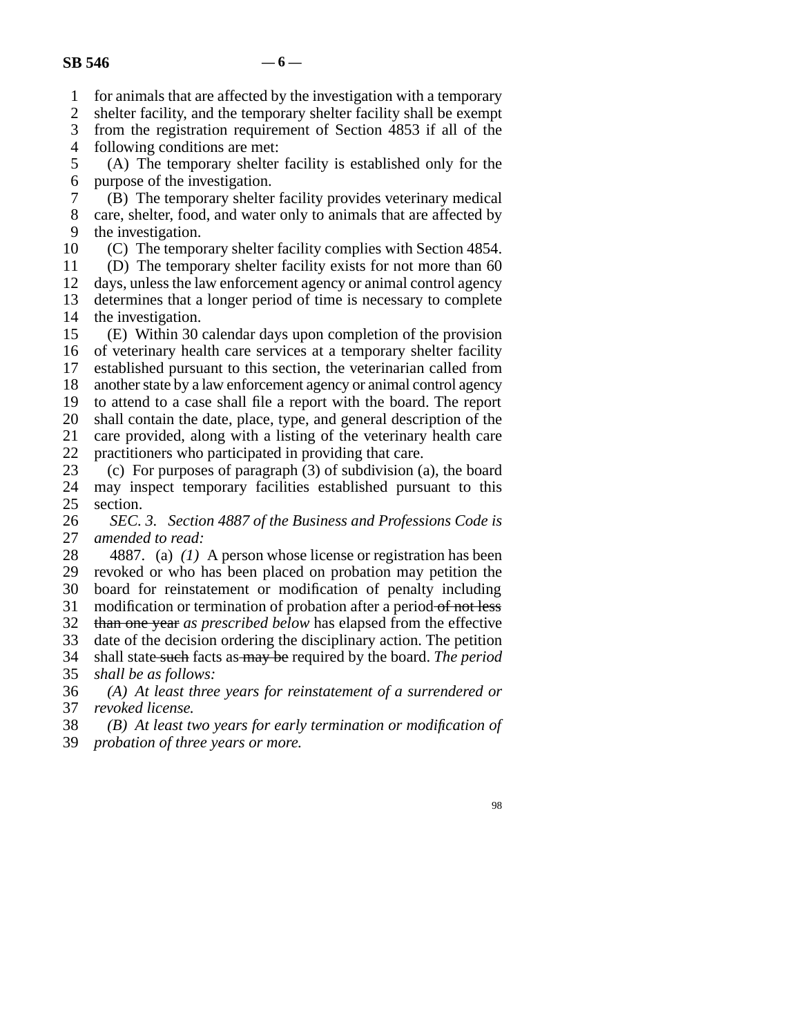for animals that are affected by the investigation with a temporary shelter facility, and the temporary shelter facility shall be exempt from the registration requirement of Section 4853 if all of the following conditions are met:

(A) The temporary shelter facility is established only for the purpose of the investigation.

(B) The temporary shelter facility provides veterinary medical care, shelter, food, and water only to animals that are affected by the investigation.

(C) The temporary shelter facility complies with Section 4854.

(D) The temporary shelter facility exists for not more than 60 days, unless the law enforcement agency or animal control agency determines that a longer period of time is necessary to complete the investigation.

(E) Within 30 calendar days upon completion of the provision of veterinary health care services at a temporary shelter facility established pursuant to this section, the veterinarian called from another state by a law enforcement agency or animal control agency to attend to a case shall file a report with the board. The report shall contain the date, place, type, and general description of the care provided, along with a listing of the veterinary health care practitioners who participated in providing that care.

(c) For purposes of paragraph (3) of subdivision (a), the board may inspect temporary facilities established pursuant to this section.

*SEC. 3. Section 4887 of the Business and Professions Code is amended to read:*

4887. (a) *(1)* A person whose license or registration has been revoked or who has been placed on probation may petition the board for reinstatement or modification of penalty including modification or termination of probation after a period ~~of not less than one year~~ *as prescribed below* has elapsed from the effective date of the decision ordering the disciplinary action. The petition shall state ~~such~~ facts as ~~may be~~ required by the board. *The period shall be as follows:*

*(A) At least three years for reinstatement of a surrendered or revoked license.*

*(B) At least two years for early termination or modification of probation of three years or more.*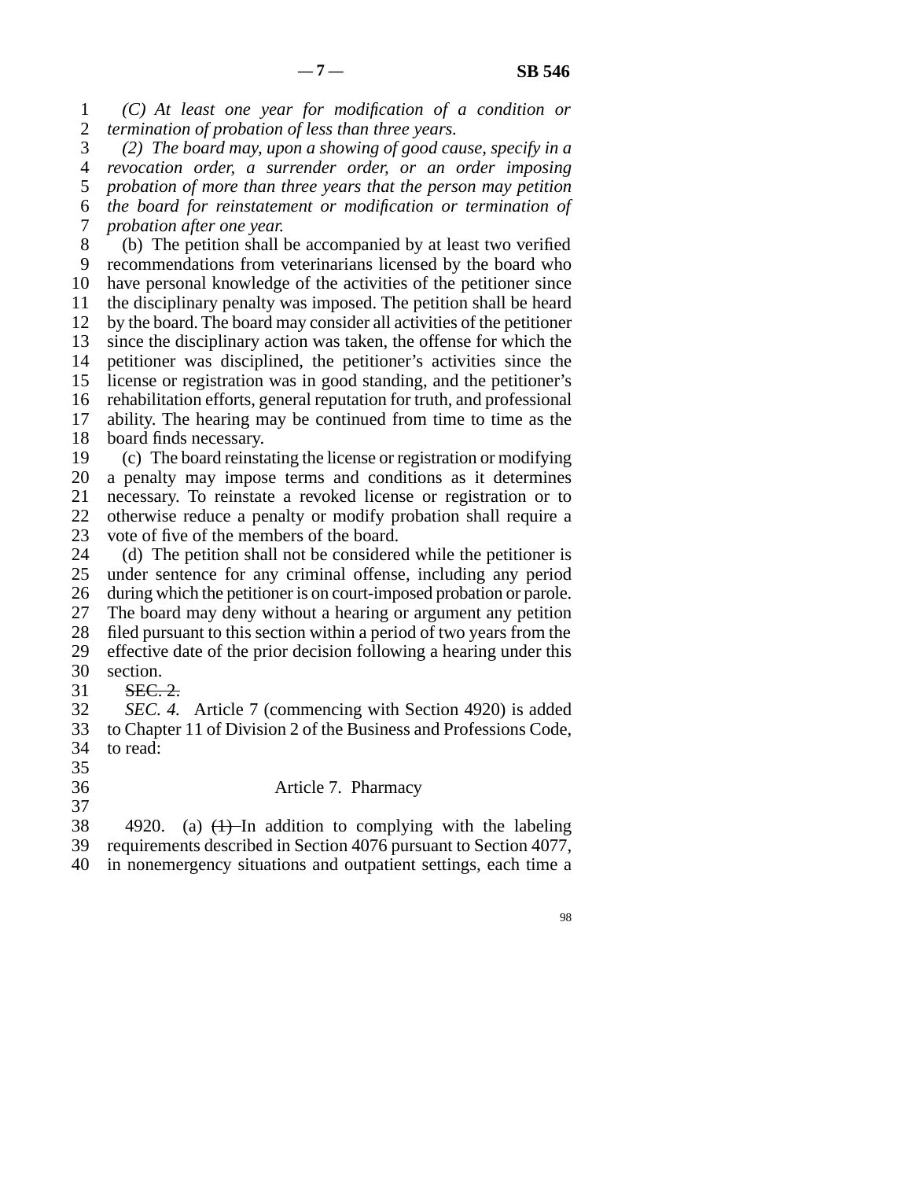*(C) At least one year for modification of a condition or termination of probation of less than three years.*

*(2) The board may, upon a showing of good cause, specify in a revocation order, a surrender order, or an order imposing probation of more than three years that the person may petition the board for reinstatement or modification or termination of probation after one year.*

(b) The petition shall be accompanied by at least two verified recommendations from veterinarians licensed by the board who have personal knowledge of the activities of the petitioner since the disciplinary penalty was imposed. The petition shall be heard by the board. The board may consider all activities of the petitioner since the disciplinary action was taken, the offense for which the petitioner was disciplined, the petitioner's activities since the license or registration was in good standing, and the petitioner's rehabilitation efforts, general reputation for truth, and professional ability. The hearing may be continued from time to time as the board finds necessary.

(c) The board reinstating the license or registration or modifying a penalty may impose terms and conditions as it determines necessary. To reinstate a revoked license or registration or to otherwise reduce a penalty or modify probation shall require a vote of five of the members of the board.

(d) The petition shall not be considered while the petitioner is under sentence for any criminal offense, including any period during which the petitioner is on court-imposed probation or parole. The board may deny without a hearing or argument any petition filed pursuant to this section within a period of two years from the effective date of the prior decision following a hearing under this section.

~~SEC. 2.~~

*SEC. 4.* Article 7 (commencing with Section 4920) is added to Chapter 11 of Division 2 of the Business and Professions Code, to read:

Article 7. Pharmacy

4920. (a) ~~(1)~~ In addition to complying with the labeling requirements described in Section 4076 pursuant to Section 4077, in nonemergency situations and outpatient settings, each time a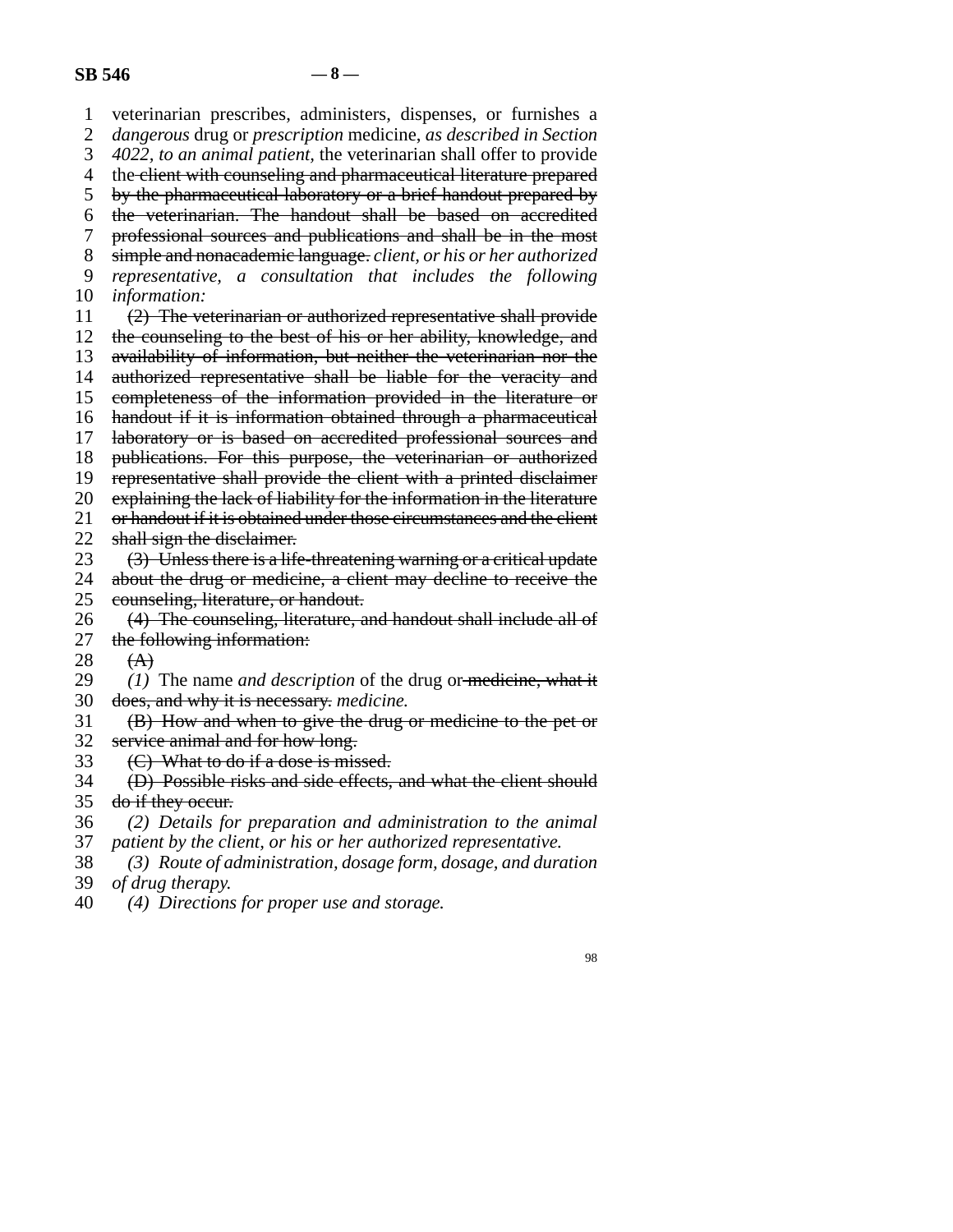veterinarian prescribes, administers, dispenses, or furnishes a *dangerous* drug or *prescription* medicine, *as described in Section 4022, to an animal patient,* the veterinarian shall offer to provide the ~~client with counseling and pharmaceutical literature prepared by the pharmaceutical laboratory or a brief handout prepared by the veterinarian. The handout shall be based on accredited professional sources and publications and shall be in the most simple and nonacademic language.~~ *client, or his or her authorized representative, a consultation that includes the following information:*

~~(2) The veterinarian or authorized representative shall provide the counseling to the best of his or her ability, knowledge, and availability of information, but neither the veterinarian nor the authorized representative shall be liable for the veracity and completeness of the information provided in the literature or handout if it is information obtained through a pharmaceutical laboratory or is based on accredited professional sources and publications. For this purpose, the veterinarian or authorized representative shall provide the client with a printed disclaimer explaining the lack of liability for the information in the literature or handout if it is obtained under those circumstances and the client shall sign the disclaimer.~~

~~(3) Unless there is a life-threatening warning or a critical update about the drug or medicine, a client may decline to receive the counseling, literature, or handout.~~

~~(4) The counseling, literature, and handout shall include all of the following information:~~

~~(A)~~

*(1)* The name *and description* of the drug or ~~medicine, what it does, and why it is necessary.~~ *medicine.*

~~(B) How and when to give the drug or medicine to the pet or service animal and for how long.~~

~~(C) What to do if a dose is missed.~~

~~(D) Possible risks and side effects, and what the client should do if they occur.~~

*(2) Details for preparation and administration to the animal patient by the client, or his or her authorized representative.*

*(3) Route of administration, dosage form, dosage, and duration of drug therapy.*

*(4) Directions for proper use and storage.*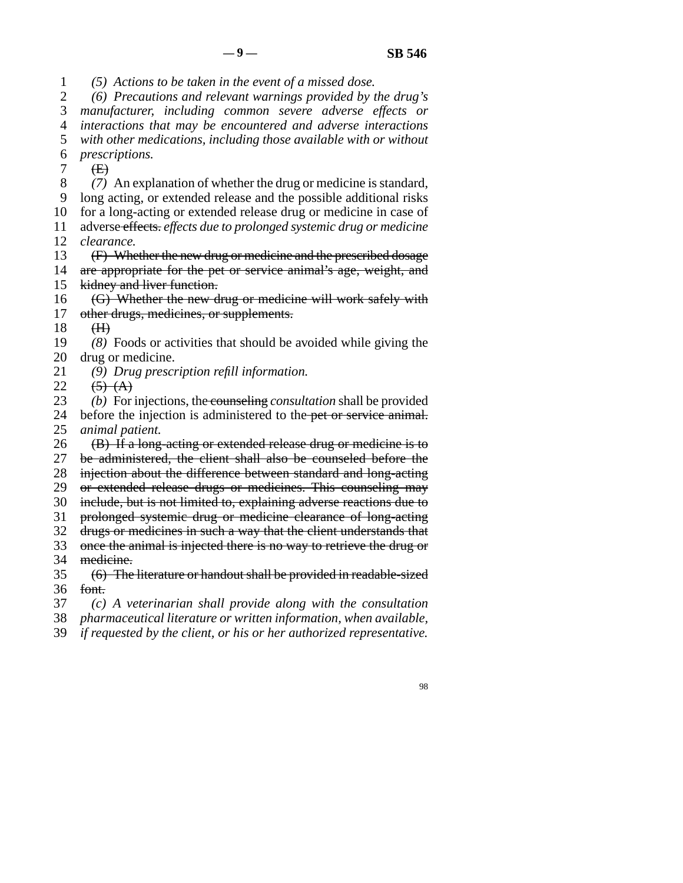*(5) Actions to be taken in the event of a missed dose.*

*(6) Precautions and relevant warnings provided by the drug's manufacturer, including common severe adverse effects or interactions that may be encountered and adverse interactions with other medications, including those available with or without prescriptions.*

~~(E)~~

*(7)* An explanation of whether the drug or medicine is standard, long acting, or extended release and the possible additional risks for a long-acting or extended release drug or medicine in case of adverse ~~effects.~~ *effects due to prolonged systemic drug or medicine clearance.*

~~(F) Whether the new drug or medicine and the prescribed dosage are appropriate for the pet or service animal's age, weight, and kidney and liver function.~~

~~(G) Whether the new drug or medicine will work safely with other drugs, medicines, or supplements.~~

~~(H)~~

*(8)* Foods or activities that should be avoided while giving the drug or medicine.

*(9) Drug prescription refill information.*

~~(5) (A)~~

*(b)* For injections, the ~~counseling~~ *consultation* shall be provided before the injection is administered to the ~~pet or service animal.~~ *animal patient.*

~~(B) If a long-acting or extended release drug or medicine is to be administered, the client shall also be counseled before the injection about the difference between standard and long-acting or extended release drugs or medicines. This counseling may include, but is not limited to, explaining adverse reactions due to prolonged systemic drug or medicine clearance of long-acting drugs or medicines in such a way that the client understands that once the animal is injected there is no way to retrieve the drug or medicine.~~

~~(6) The literature or handout shall be provided in readable-sized font.~~

*(c) A veterinarian shall provide along with the consultation pharmaceutical literature or written information, when available, if requested by the client, or his or her authorized representative.*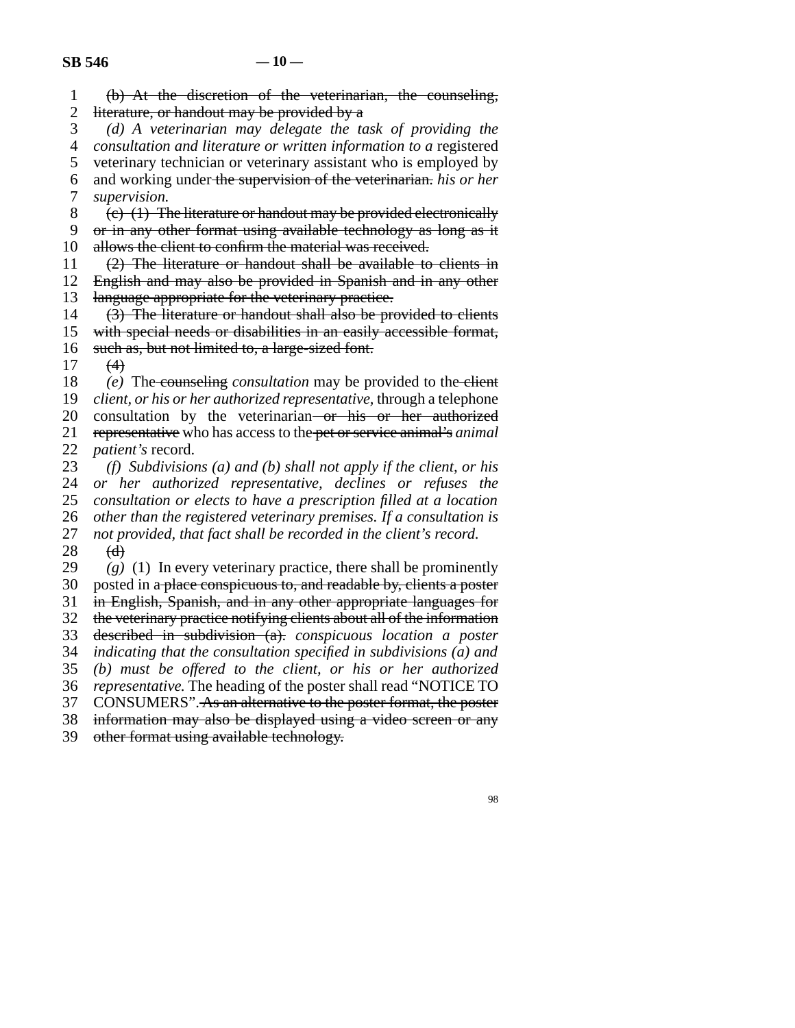~~(b) At the discretion of the veterinarian, the counseling, literature, or handout may be provided by a~~

*(d) A veterinarian may delegate the task of providing the consultation and literature or written information to a* registered veterinary technician or veterinary assistant who is employed by and working under ~~the supervision of the veterinarian.~~ *his or her supervision.*

~~(c) (1) The literature or handout may be provided electronically or in any other format using available technology as long as it allows the client to confirm the material was received.~~

~~(2) The literature or handout shall be available to clients in English and may also be provided in Spanish and in any other language appropriate for the veterinary practice.~~

~~(3) The literature or handout shall also be provided to clients with special needs or disabilities in an easily accessible format, such as, but not limited to, a large-sized font.~~

~~(4)~~

*(e)* The ~~counseling~~ *consultation* may be provided to the ~~client~~ *client, or his or her authorized representative,* through a telephone consultation by the veterinarian ~~or his or her authorized representative~~ who has access to the ~~pet or service animal's~~ *animal patient's* record.

*(f) Subdivisions (a) and (b) shall not apply if the client, or his or her authorized representative, declines or refuses the consultation or elects to have a prescription filled at a location other than the registered veterinary premises. If a consultation is not provided, that fact shall be recorded in the client's record.*

~~(d)~~

*(g)* (1) In every veterinary practice, there shall be prominently posted in a ~~place conspicuous to, and readable by, clients a poster in English, Spanish, and in any other appropriate languages for the veterinary practice notifying clients about all of the information described in subdivision (a).~~ *conspicuous location a poster indicating that the consultation specified in subdivisions (a) and (b) must be offered to the client, or his or her authorized representative.* The heading of the poster shall read "NOTICE TO CONSUMERS". ~~As an alternative to the poster format, the poster information may also be displayed using a video screen or any other format using available technology.~~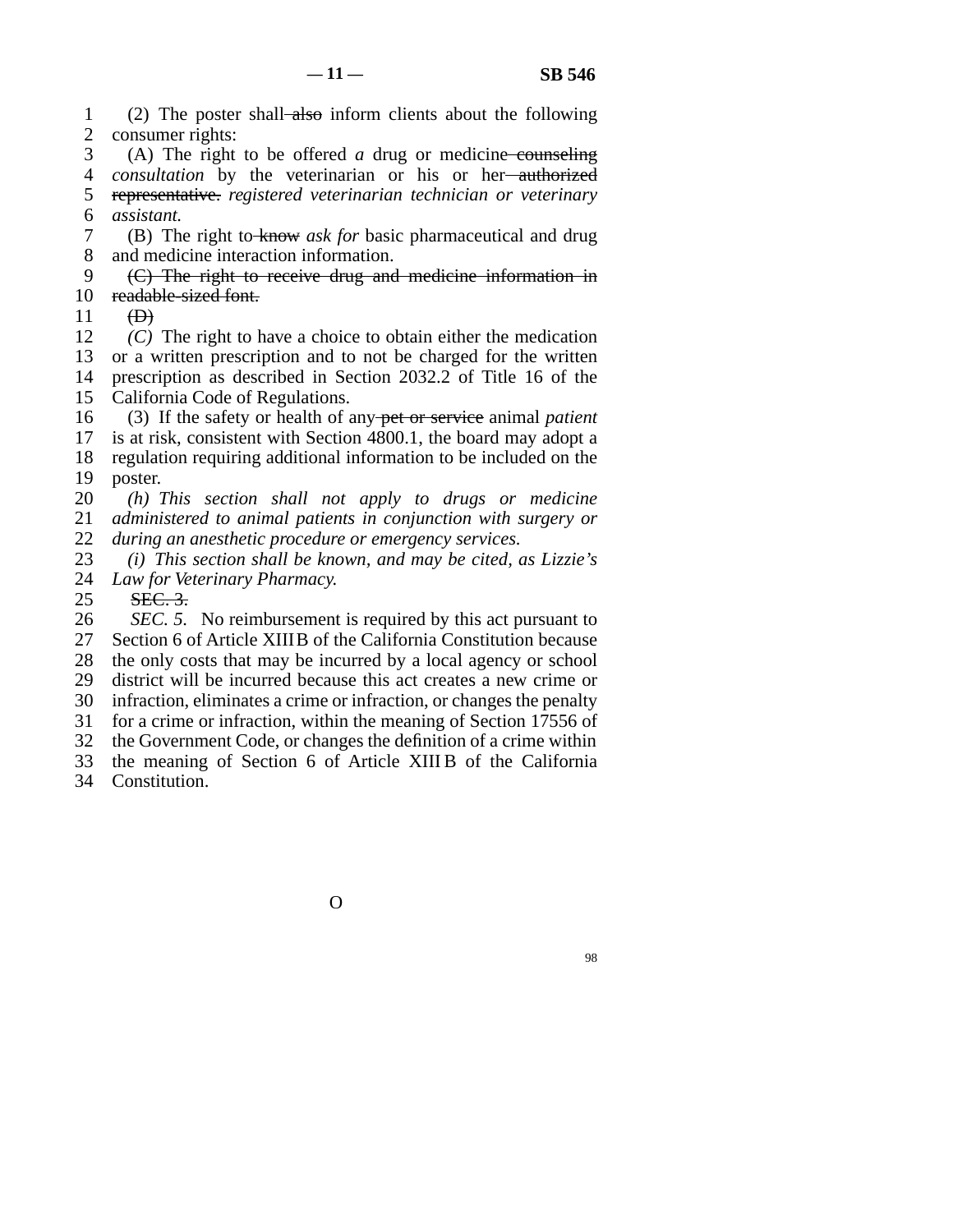(2) The poster shall ~~also~~ inform clients about the following consumer rights:

(A) The right to be offered *a* drug or medicine ~~counseling~~ *consultation* by the veterinarian or his or her ~~authorized representative.~~ *registered veterinarian technician or veterinary assistant.*

(B) The right to ~~know~~ *ask for* basic pharmaceutical and drug and medicine interaction information.

~~(C) The right to receive drug and medicine information in readable-sized font.~~

~~(D)~~

*(C)* The right to have a choice to obtain either the medication or a written prescription and to not be charged for the written prescription as described in Section 2032.2 of Title 16 of the California Code of Regulations.

(3) If the safety or health of any ~~pet or service~~ animal *patient* is at risk, consistent with Section 4800.1, the board may adopt a regulation requiring additional information to be included on the poster.

*(h) This section shall not apply to drugs or medicine administered to animal patients in conjunction with surgery or during an anesthetic procedure or emergency services.*

*(i) This section shall be known, and may be cited, as Lizzie's Law for Veterinary Pharmacy.*

~~SEC. 3.~~

*SEC. 5.* No reimbursement is required by this act pursuant to Section 6 of Article XIII B of the California Constitution because the only costs that may be incurred by a local agency or school district will be incurred because this act creates a new crime or infraction, eliminates a crime or infraction, or changes the penalty for a crime or infraction, within the meaning of Section 17556 of the Government Code, or changes the definition of a crime within the meaning of Section 6 of Article XIII B of the California Constitution.

O